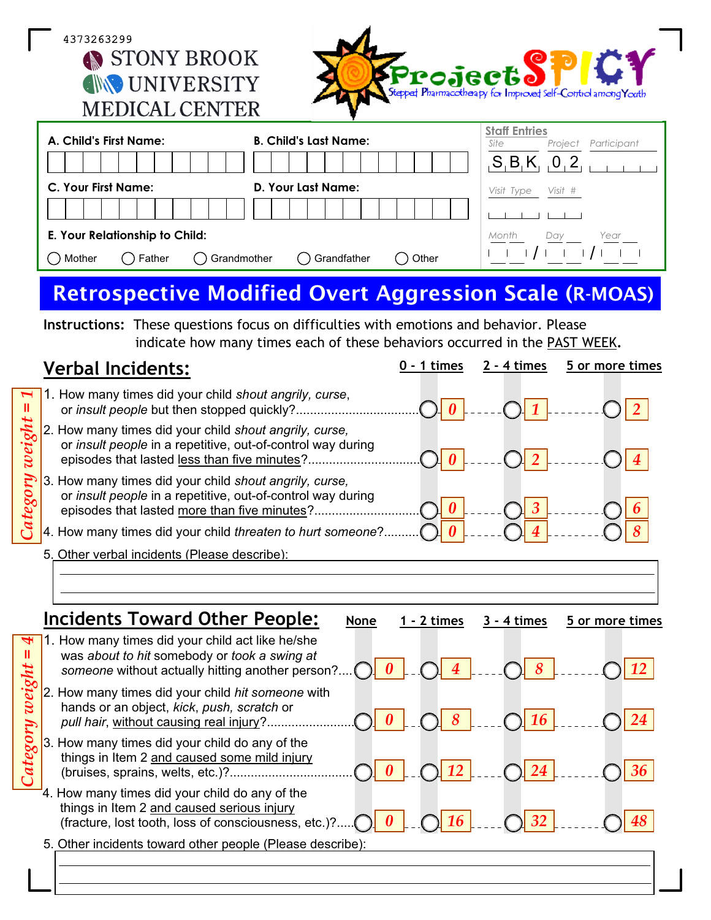4373263299

STONY BROOK UNIVERSITY MEDICAL CENTER

ProjectSPICY
Stepped Pharmacotherapy for Improved Self-Control among Youth

**A. Child's First Name:**

**B. Child's Last Name:**

**C. Your First Name:**

**D. Your Last Name:**

**E. Your Relationship to Child:**

○ Mother ○ Father ○ Grandmother ○ Grandfather ○ Other

**Staff Entries**

| Site | Project | Participant |
|---|---|---|
| S B K | 0 2 | |

| Visit Type | Visit # |
|---|---|
| | |

Month / Day / Year

# Retrospective Modified Overt Aggression Scale (R-MOAS)

**Instructions:** These questions focus on difficulties with emotions and behavior. Please indicate how many times each of these behaviors occurred in the PAST WEEK.

## Verbal Incidents:

*Category weight = 1*

| | 0 - 1 times | 2 - 4 times | 5 or more times |
|---|---|---|---|
| 1. How many times did your child *shout angrily, curse*, or *insult people* but then stopped quickly? | ○ 0 | ○ 1 | ○ 2 |
| 2. How many times did your child *shout angrily, curse*, or *insult people* in a repetitive, out-of-control way during episodes that lasted less than five minutes? | ○ 0 | ○ 2 | ○ 4 |
| 3. How many times did your child *shout angrily, curse*, or *insult people* in a repetitive, out-of-control way during episodes that lasted more than five minutes? | ○ 0 | ○ 3 | ○ 6 |
| 4. How many times did your child *threaten to hurt someone*? | ○ 0 | ○ 4 | ○ 8 |

5. Other verbal incidents (Please describe):

## Incidents Toward Other People:

*Category weight = 4*

| | None | 1 - 2 times | 3 - 4 times | 5 or more times |
|---|---|---|---|---|
| 1. How many times did your child act like he/she was *about to hit* somebody or *took a swing at someone* without actually hitting another person? | ○ 0 | ○ 4 | ○ 8 | ○ 12 |
| 2. How many times did your child *hit someone* with hands or an object, *kick, push, scratch* or *pull hair*, without causing real injury? | ○ 0 | ○ 8 | ○ 16 | ○ 24 |
| 3. How many times did your child do any of the things in Item 2 and caused some mild injury (bruises, sprains, welts, etc.)? | ○ 0 | ○ 12 | ○ 24 | ○ 36 |
| 4. How many times did your child do any of the things in Item 2 and caused serious injury (fracture, lost tooth, loss of consciousness, etc.)? | ○ 0 | ○ 16 | ○ 32 | ○ 48 |

5. Other incidents toward other people (Please describe):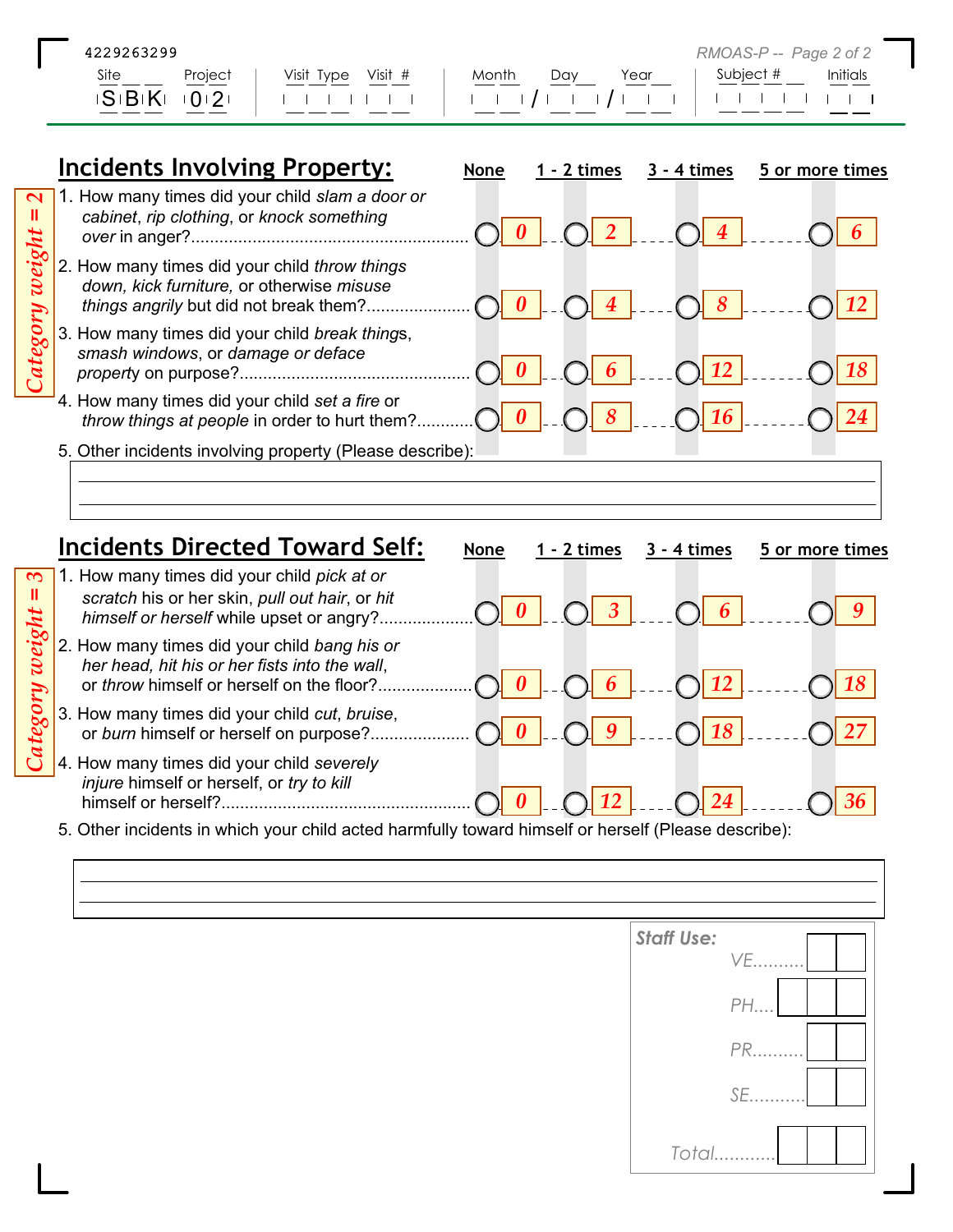4229263299

Site SBK Project 02 Visit Type ___ Visit # ___ Month ___ / Day ___ / Year ___ Subject # ___ Initials ___

## Incidents Involving Property:

*Category weight = 2*

| | None | 1 - 2 times | 3 - 4 times | 5 or more times |
|---|---|---|---|---|
| 1. How many times did your child *slam a door or cabinet*, *rip clothing*, or *knock something over* in anger? | 0 | 2 | 4 | 6 |
| 2. How many times did your child *throw things down, kick furniture,* or otherwise *misuse things angrily* but did not break them? | 0 | 4 | 8 | 12 |
| 3. How many times did your child *break things*, *smash windows*, or *damage or deface property* on purpose? | 0 | 6 | 12 | 18 |
| 4. How many times did your child *set a fire* or *throw things at people* in order to hurt them? | 0 | 8 | 16 | 24 |

5. Other incidents involving property (Please describe):

______________________________________________

______________________________________________

## Incidents Directed Toward Self:

*Category weight = 3*

| | None | 1 - 2 times | 3 - 4 times | 5 or more times |
|---|---|---|---|---|
| 1. How many times did your child *pick at or scratch* his or her skin, *pull out hair*, or *hit himself or herself* while upset or angry? | 0 | 3 | 6 | 9 |
| 2. How many times did your child *bang his or her head, hit his or her fists into the wall*, or *throw* himself or herself on the floor? | 0 | 6 | 12 | 18 |
| 3. How many times did your child *cut*, *bruise*, or *burn* himself or herself on purpose? | 0 | 9 | 18 | 27 |
| 4. How many times did your child *severely injure* himself or herself, or *try to kill* himself or herself? | 0 | 12 | 24 | 36 |

5. Other incidents in which your child acted harmfully toward himself or herself (Please describe):

______________________________________________

______________________________________________

**Staff Use:**

VE.......... ☐☐

PH.... ☐☐☐

PR.......... ☐☐

SE.......... ☐☐

Total........... ☐☐☐